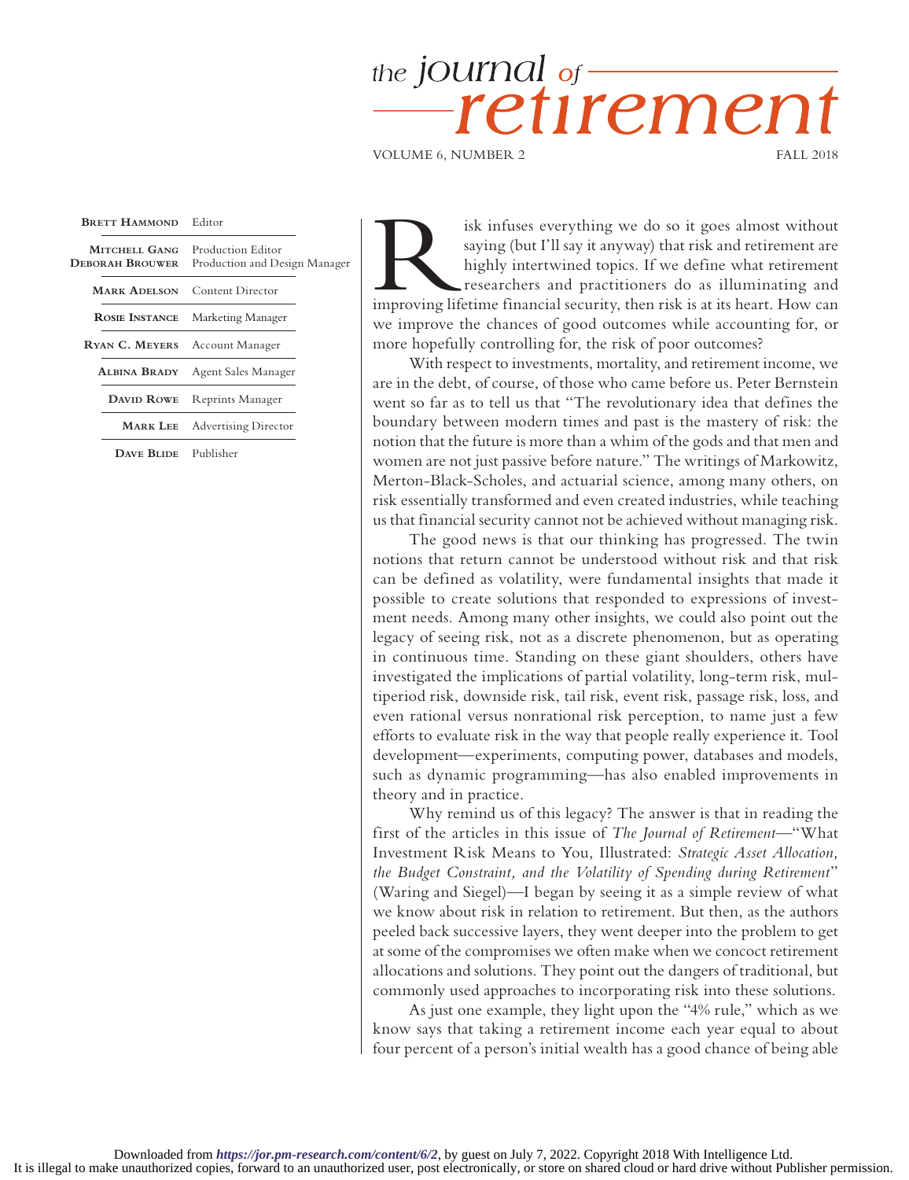# the journal of retirement

VOLUME 6, NUMBER 2 — FALL 2018

| | |
|---|---|
| **Brett Hammond** | Editor |
| **Mitchell Gang** | Production Editor |
| **Deborah Brouwer** | Production and Design Manager |
| **Mark Adelson** | Content Director |
| **Rosie Instance** | Marketing Manager |
| **Ryan C. Meyers** | Account Manager |
| **Albina Brady** | Agent Sales Manager |
| **David Rowe** | Reprints Manager |
| **Mark Lee** | Advertising Director |
| **Dave Blide** | Publisher |

Risk infuses everything we do so it goes almost without saying (but I'll say it anyway) that risk and retirement are highly intertwined topics. If we define what retirement researchers and practitioners do as illuminating and improving lifetime financial security, then risk is at its heart. How can we improve the chances of good outcomes while accounting for, or more hopefully controlling for, the risk of poor outcomes?

With respect to investments, mortality, and retirement income, we are in the debt, of course, of those who came before us. Peter Bernstein went so far as to tell us that "The revolutionary idea that defines the boundary between modern times and past is the mastery of risk: the notion that the future is more than a whim of the gods and that men and women are not just passive before nature." The writings of Markowitz, Merton-Black-Scholes, and actuarial science, among many others, on risk essentially transformed and even created industries, while teaching us that financial security cannot not be achieved without managing risk.

The good news is that our thinking has progressed. The twin notions that return cannot be understood without risk and that risk can be defined as volatility, were fundamental insights that made it possible to create solutions that responded to expressions of investment needs. Among many other insights, we could also point out the legacy of seeing risk, not as a discrete phenomenon, but as operating in continuous time. Standing on these giant shoulders, others have investigated the implications of partial volatility, long-term risk, multiperiod risk, downside risk, tail risk, event risk, passage risk, loss, and even rational versus nonrational risk perception, to name just a few efforts to evaluate risk in the way that people really experience it. Tool development—experiments, computing power, databases and models, such as dynamic programming—has also enabled improvements in theory and in practice.

Why remind us of this legacy? The answer is that in reading the first of the articles in this issue of *The Journal of Retirement*—"What Investment Risk Means to You, Illustrated: *Strategic Asset Allocation, the Budget Constraint, and the Volatility of Spending during Retirement*" (Waring and Siegel)—I began by seeing it as a simple review of what we know about risk in relation to retirement. But then, as the authors peeled back successive layers, they went deeper into the problem to get at some of the compromises we often make when we concoct retirement allocations and solutions. They point out the dangers of traditional, but commonly used approaches to incorporating risk into these solutions.

As just one example, they light upon the "4% rule," which as we know says that taking a retirement income each year equal to about four percent of a person's initial wealth has a good chance of being able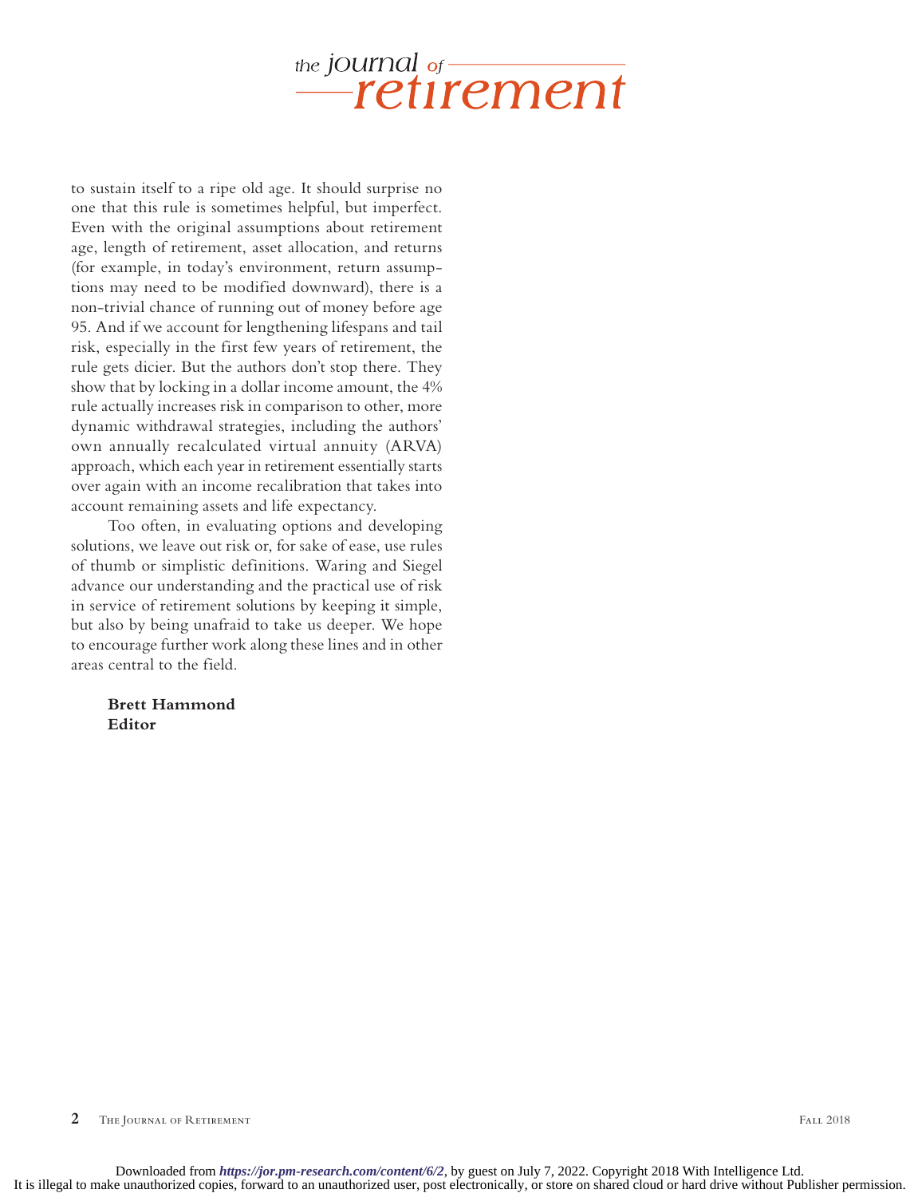to sustain itself to a ripe old age. It should surprise no one that this rule is sometimes helpful, but imperfect. Even with the original assumptions about retirement age, length of retirement, asset allocation, and returns (for example, in today's environment, return assumptions may need to be modified downward), there is a non-trivial chance of running out of money before age 95. And if we account for lengthening lifespans and tail risk, especially in the first few years of retirement, the rule gets dicier. But the authors don't stop there. They show that by locking in a dollar income amount, the 4% rule actually increases risk in comparison to other, more dynamic withdrawal strategies, including the authors' own annually recalculated virtual annuity (ARVA) approach, which each year in retirement essentially starts over again with an income recalibration that takes into account remaining assets and life expectancy.

Too often, in evaluating options and developing solutions, we leave out risk or, for sake of ease, use rules of thumb or simplistic definitions. Waring and Siegel advance our understanding and the practical use of risk in service of retirement solutions by keeping it simple, but also by being unafraid to take us deeper. We hope to encourage further work along these lines and in other areas central to the field.

**Brett Hammond**
**Editor**